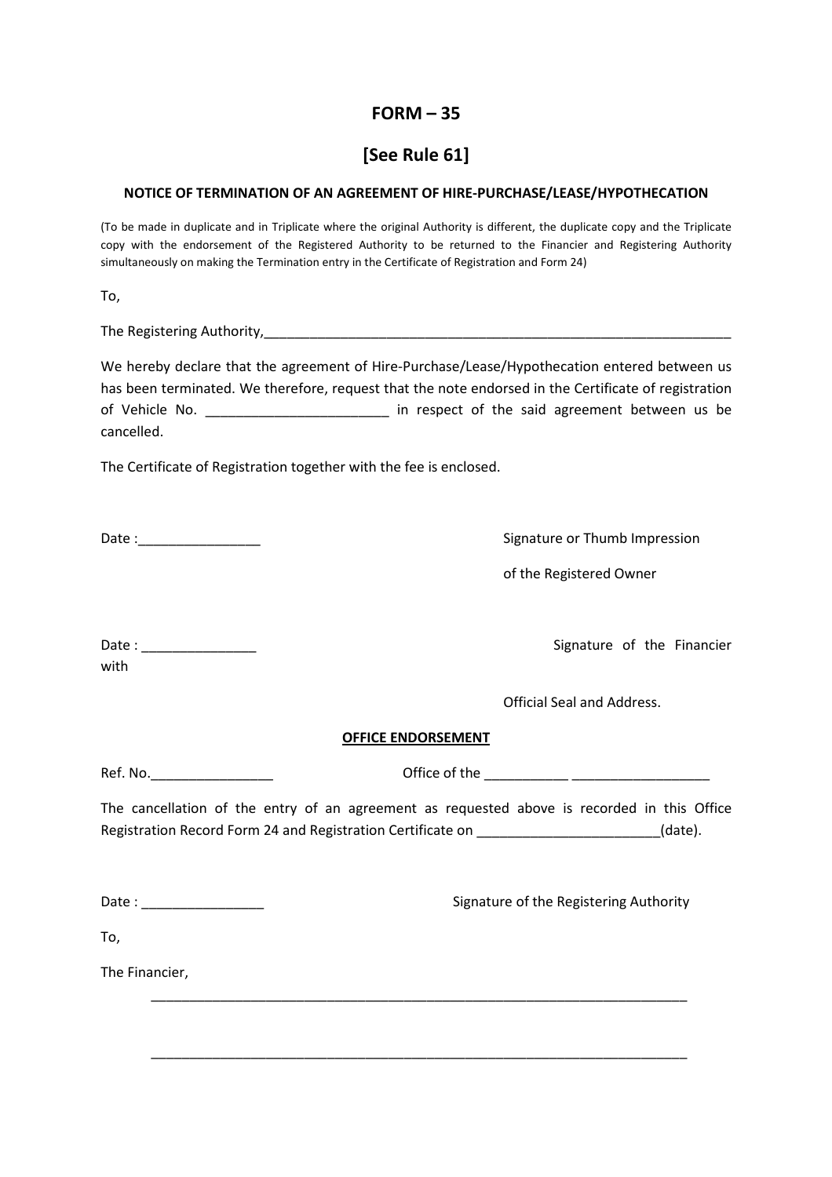# FORM – 35

## [See Rule 61]

**NOTICE OF TERMINATION OF AN AGREEMENT OF HIRE-PURCHASE/LEASE/HYPOTHECATION**

(To be made in duplicate and in Triplicate where the original Authority is different, the duplicate copy and the Triplicate copy with the endorsement of the Registered Authority to be returned to the Financier and Registering Authority simultaneously on making the Termination entry in the Certificate of Registration and Form 24)

To,

The Registering Authority,_______________________________________________________________

We hereby declare that the agreement of Hire-Purchase/Lease/Hypothecation entered between us has been terminated. We therefore, request that the note endorsed in the Certificate of registration of Vehicle No. _______________________ in respect of the said agreement between us be cancelled.

The Certificate of Registration together with the fee is enclosed.

Date :________________

Signature or Thumb Impression of the Registered Owner

Date : _______________

Signature of the Financier with Official Seal and Address.

**OFFICE ENDORSEMENT**

Ref. No.________________ Office of the ___________ __________________

The cancellation of the entry of an agreement as requested above is recorded in this Office Registration Record Form 24 and Registration Certificate on _______________________(date).

Date : ________________

Signature of the Registering Authority

To,

The Financier,

_______________________________________________________________________

_______________________________________________________________________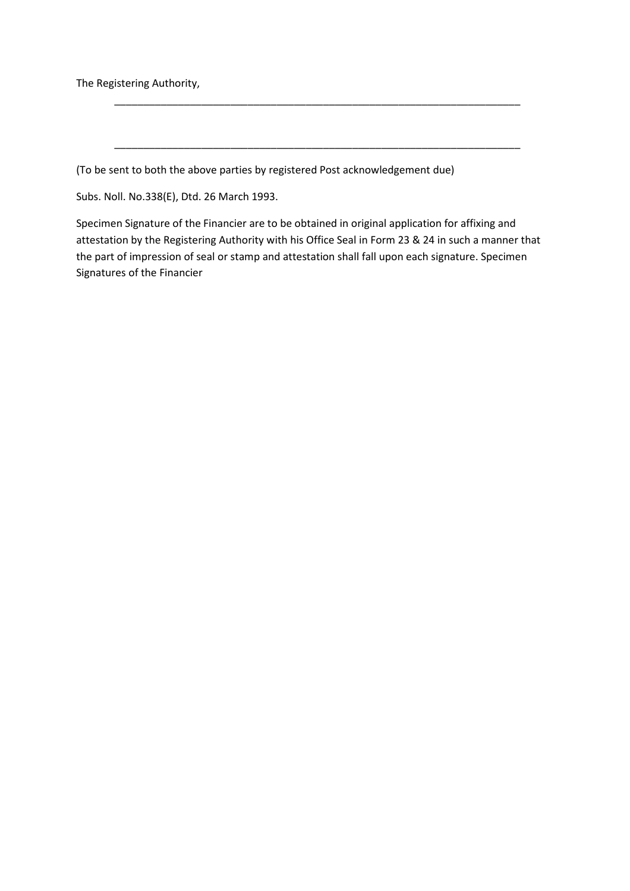The Registering Authority,

\_\_\_\_\_\_\_\_\_\_\_\_\_\_\_\_\_\_\_\_\_\_\_\_\_\_\_\_\_\_\_\_\_\_\_\_\_\_\_\_\_\_\_\_\_\_\_\_\_\_\_\_\_\_\_\_\_\_\_\_\_\_\_\_\_\_\_\_\_\_

\_\_\_\_\_\_\_\_\_\_\_\_\_\_\_\_\_\_\_\_\_\_\_\_\_\_\_\_\_\_\_\_\_\_\_\_\_\_\_\_\_\_\_\_\_\_\_\_\_\_\_\_\_\_\_\_\_\_\_\_\_\_\_\_\_\_\_\_\_\_

(To be sent to both the above parties by registered Post acknowledgement due)

Subs. Noll. No.338(E), Dtd. 26 March 1993.

Specimen Signature of the Financier are to be obtained in original application for affixing and attestation by the Registering Authority with his Office Seal in Form 23 & 24 in such a manner that the part of impression of seal or stamp and attestation shall fall upon each signature. Specimen Signatures of the Financier